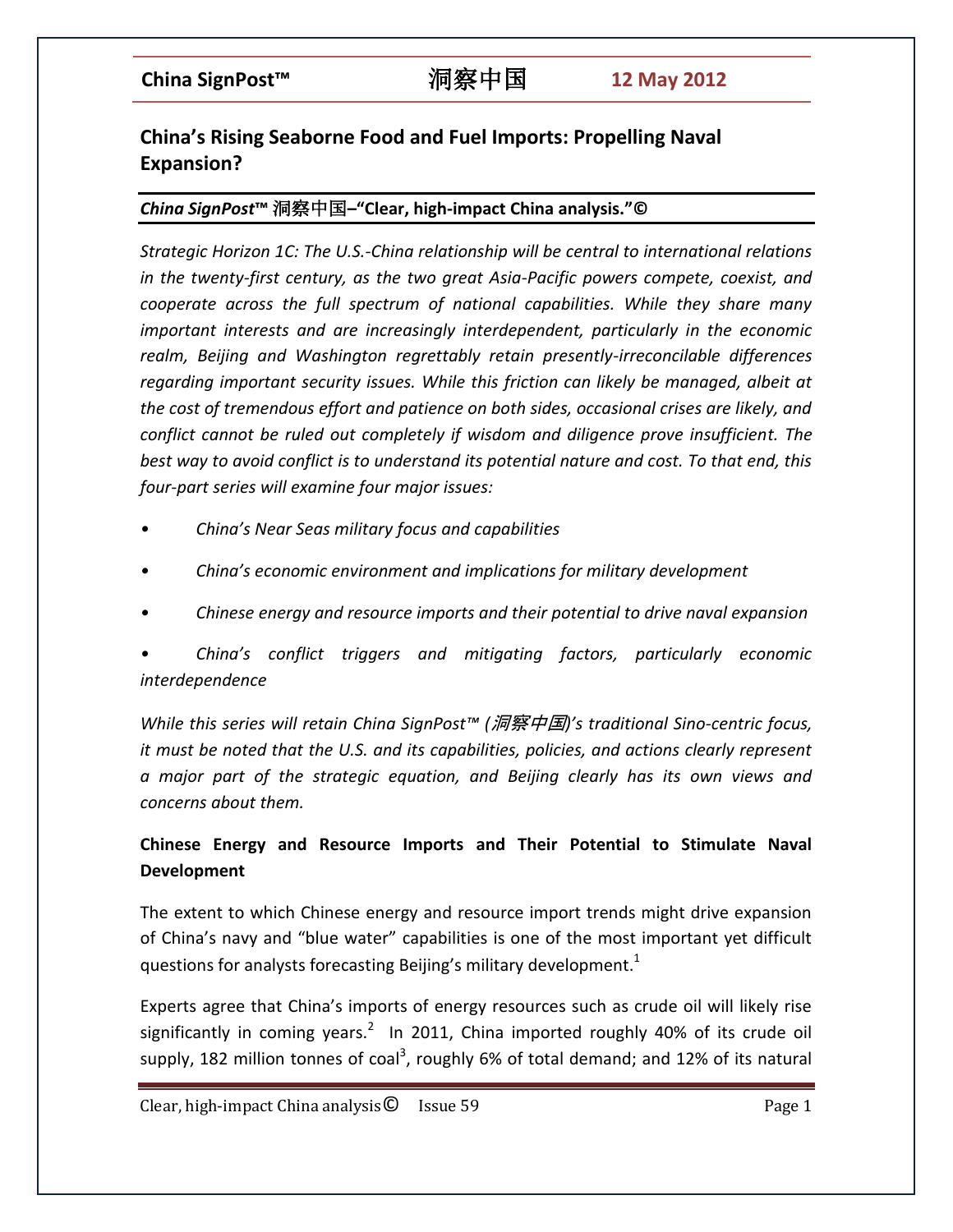# China's Rising Seaborne Food and Fuel Imports: Propelling Naval Expansion?

***China SignPost*™ 洞察中国–"Clear, high-impact China analysis."©**

*Strategic Horizon 1C: The U.S.-China relationship will be central to international relations in the twenty-first century, as the two great Asia-Pacific powers compete, coexist, and cooperate across the full spectrum of national capabilities. While they share many important interests and are increasingly interdependent, particularly in the economic realm, Beijing and Washington regrettably retain presently-irreconcilable differences regarding important security issues. While this friction can likely be managed, albeit at the cost of tremendous effort and patience on both sides, occasional crises are likely, and conflict cannot be ruled out completely if wisdom and diligence prove insufficient. The best way to avoid conflict is to understand its potential nature and cost. To that end, this four-part series will examine four major issues:*

- *China's Near Seas military focus and capabilities*
- *China's economic environment and implications for military development*
- *Chinese energy and resource imports and their potential to drive naval expansion*
- *China's conflict triggers and mitigating factors, particularly economic interdependence*

*While this series will retain China SignPost™ (洞察中国)'s traditional Sino-centric focus, it must be noted that the U.S. and its capabilities, policies, and actions clearly represent a major part of the strategic equation, and Beijing clearly has its own views and concerns about them.*

## Chinese Energy and Resource Imports and Their Potential to Stimulate Naval Development

The extent to which Chinese energy and resource import trends might drive expansion of China's navy and "blue water" capabilities is one of the most important yet difficult questions for analysts forecasting Beijing's military development.[1]

Experts agree that China's imports of energy resources such as crude oil will likely rise significantly in coming years.[2] In 2011, China imported roughly 40% of its crude oil supply, 182 million tonnes of coal[3], roughly 6% of total demand; and 12% of its natural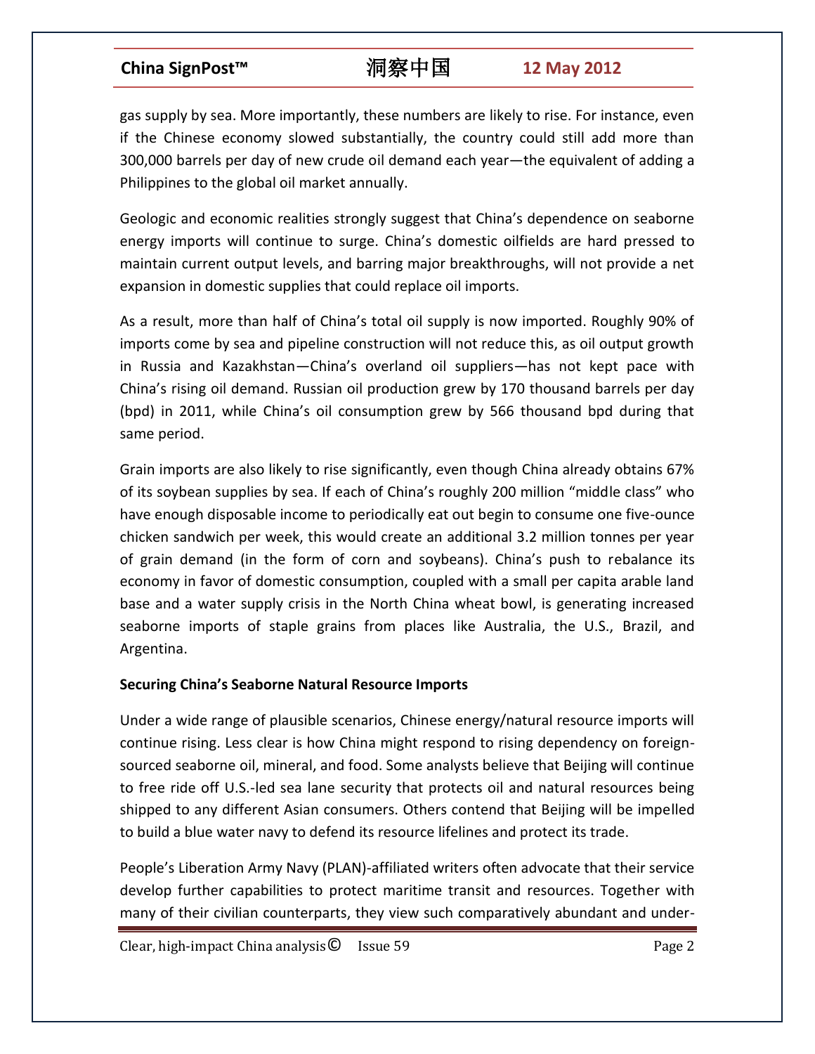gas supply by sea. More importantly, these numbers are likely to rise. For instance, even if the Chinese economy slowed substantially, the country could still add more than 300,000 barrels per day of new crude oil demand each year—the equivalent of adding a Philippines to the global oil market annually.

Geologic and economic realities strongly suggest that China's dependence on seaborne energy imports will continue to surge. China's domestic oilfields are hard pressed to maintain current output levels, and barring major breakthroughs, will not provide a net expansion in domestic supplies that could replace oil imports.

As a result, more than half of China's total oil supply is now imported. Roughly 90% of imports come by sea and pipeline construction will not reduce this, as oil output growth in Russia and Kazakhstan—China's overland oil suppliers—has not kept pace with China's rising oil demand. Russian oil production grew by 170 thousand barrels per day (bpd) in 2011, while China's oil consumption grew by 566 thousand bpd during that same period.

Grain imports are also likely to rise significantly, even though China already obtains 67% of its soybean supplies by sea. If each of China's roughly 200 million "middle class" who have enough disposable income to periodically eat out begin to consume one five-ounce chicken sandwich per week, this would create an additional 3.2 million tonnes per year of grain demand (in the form of corn and soybeans). China's push to rebalance its economy in favor of domestic consumption, coupled with a small per capita arable land base and a water supply crisis in the North China wheat bowl, is generating increased seaborne imports of staple grains from places like Australia, the U.S., Brazil, and Argentina.

**Securing China's Seaborne Natural Resource Imports**

Under a wide range of plausible scenarios, Chinese energy/natural resource imports will continue rising. Less clear is how China might respond to rising dependency on foreign-sourced seaborne oil, mineral, and food. Some analysts believe that Beijing will continue to free ride off U.S.-led sea lane security that protects oil and natural resources being shipped to any different Asian consumers. Others contend that Beijing will be impelled to build a blue water navy to defend its resource lifelines and protect its trade.

People's Liberation Army Navy (PLAN)-affiliated writers often advocate that their service develop further capabilities to protect maritime transit and resources. Together with many of their civilian counterparts, they view such comparatively abundant and under-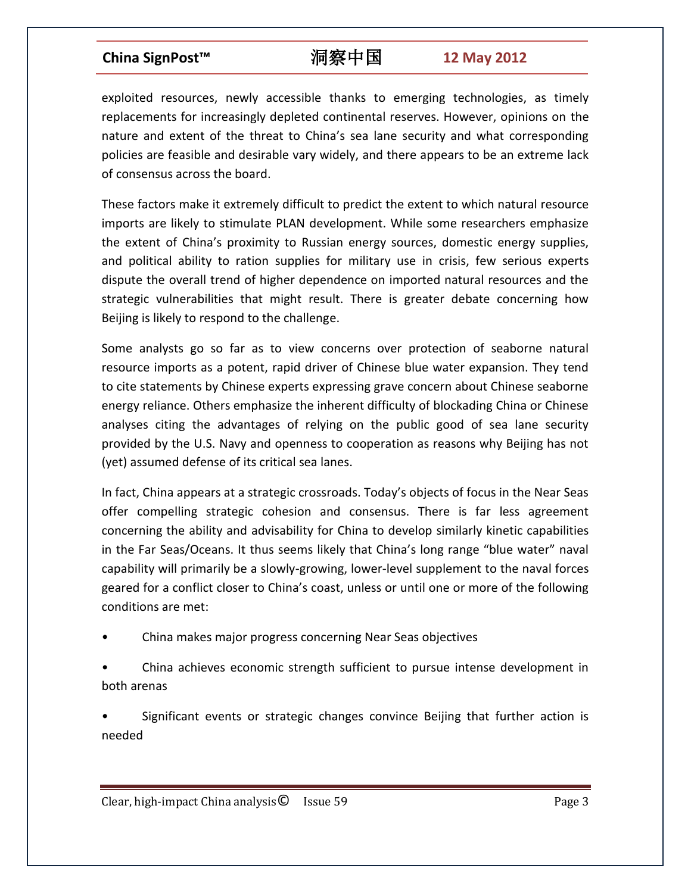exploited resources, newly accessible thanks to emerging technologies, as timely replacements for increasingly depleted continental reserves. However, opinions on the nature and extent of the threat to China's sea lane security and what corresponding policies are feasible and desirable vary widely, and there appears to be an extreme lack of consensus across the board.

These factors make it extremely difficult to predict the extent to which natural resource imports are likely to stimulate PLAN development. While some researchers emphasize the extent of China's proximity to Russian energy sources, domestic energy supplies, and political ability to ration supplies for military use in crisis, few serious experts dispute the overall trend of higher dependence on imported natural resources and the strategic vulnerabilities that might result. There is greater debate concerning how Beijing is likely to respond to the challenge.

Some analysts go so far as to view concerns over protection of seaborne natural resource imports as a potent, rapid driver of Chinese blue water expansion. They tend to cite statements by Chinese experts expressing grave concern about Chinese seaborne energy reliance. Others emphasize the inherent difficulty of blockading China or Chinese analyses citing the advantages of relying on the public good of sea lane security provided by the U.S. Navy and openness to cooperation as reasons why Beijing has not (yet) assumed defense of its critical sea lanes.

In fact, China appears at a strategic crossroads. Today's objects of focus in the Near Seas offer compelling strategic cohesion and consensus. There is far less agreement concerning the ability and advisability for China to develop similarly kinetic capabilities in the Far Seas/Oceans. It thus seems likely that China's long range "blue water" naval capability will primarily be a slowly-growing, lower-level supplement to the naval forces geared for a conflict closer to China's coast, unless or until one or more of the following conditions are met:

- China makes major progress concerning Near Seas objectives
- China achieves economic strength sufficient to pursue intense development in both arenas
- Significant events or strategic changes convince Beijing that further action is needed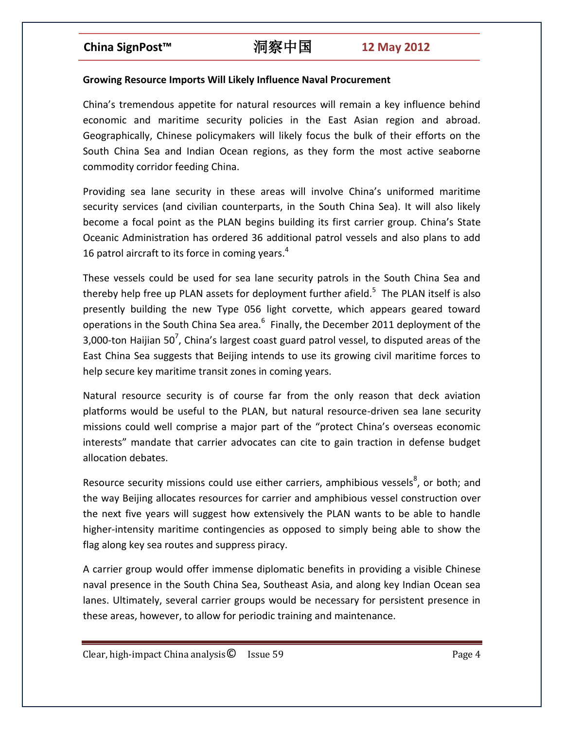**Growing Resource Imports Will Likely Influence Naval Procurement**

China's tremendous appetite for natural resources will remain a key influence behind economic and maritime security policies in the East Asian region and abroad. Geographically, Chinese policymakers will likely focus the bulk of their efforts on the South China Sea and Indian Ocean regions, as they form the most active seaborne commodity corridor feeding China.

Providing sea lane security in these areas will involve China's uniformed maritime security services (and civilian counterparts, in the South China Sea). It will also likely become a focal point as the PLAN begins building its first carrier group. China's State Oceanic Administration has ordered 36 additional patrol vessels and also plans to add 16 patrol aircraft to its force in coming years.[4]

These vessels could be used for sea lane security patrols in the South China Sea and thereby help free up PLAN assets for deployment further afield.[5] The PLAN itself is also presently building the new Type 056 light corvette, which appears geared toward operations in the South China Sea area.[6] Finally, the December 2011 deployment of the 3,000-ton Haijian 50[7], China's largest coast guard patrol vessel, to disputed areas of the East China Sea suggests that Beijing intends to use its growing civil maritime forces to help secure key maritime transit zones in coming years.

Natural resource security is of course far from the only reason that deck aviation platforms would be useful to the PLAN, but natural resource-driven sea lane security missions could well comprise a major part of the "protect China's overseas economic interests" mandate that carrier advocates can cite to gain traction in defense budget allocation debates.

Resource security missions could use either carriers, amphibious vessels[8], or both; and the way Beijing allocates resources for carrier and amphibious vessel construction over the next five years will suggest how extensively the PLAN wants to be able to handle higher-intensity maritime contingencies as opposed to simply being able to show the flag along key sea routes and suppress piracy.

A carrier group would offer immense diplomatic benefits in providing a visible Chinese naval presence in the South China Sea, Southeast Asia, and along key Indian Ocean sea lanes. Ultimately, several carrier groups would be necessary for persistent presence in these areas, however, to allow for periodic training and maintenance.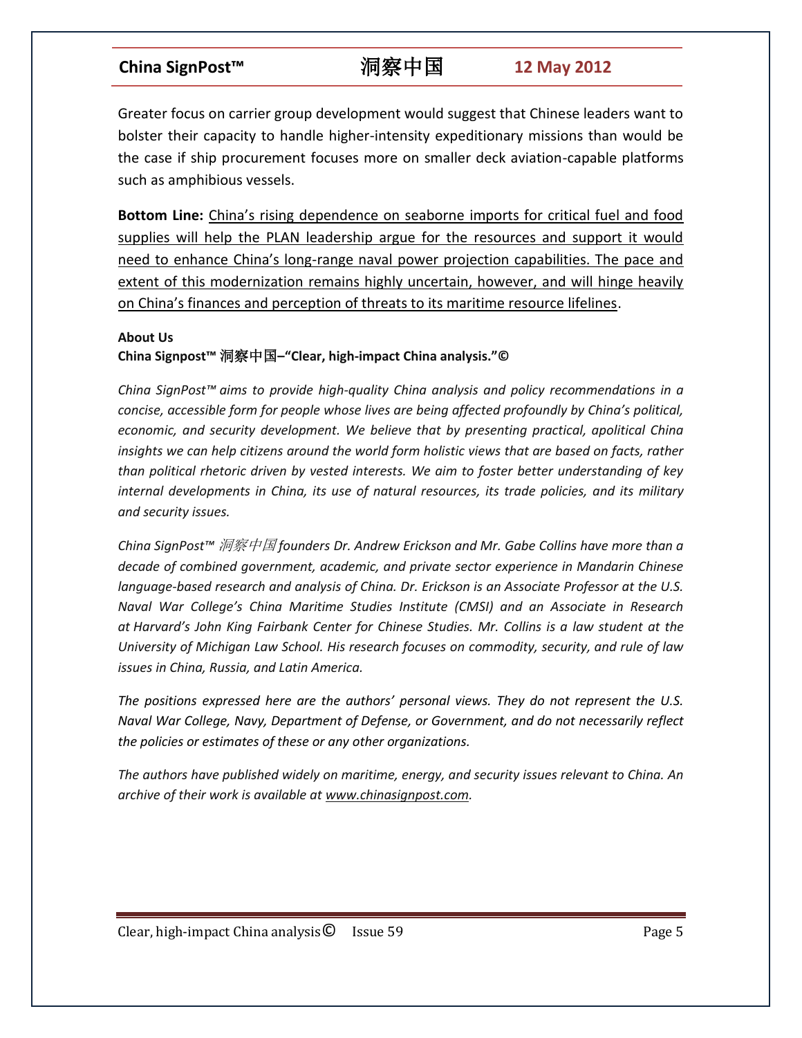Greater focus on carrier group development would suggest that Chinese leaders want to bolster their capacity to handle higher-intensity expeditionary missions than would be the case if ship procurement focuses more on smaller deck aviation-capable platforms such as amphibious vessels.

**Bottom Line:** China's rising dependence on seaborne imports for critical fuel and food supplies will help the PLAN leadership argue for the resources and support it would need to enhance China's long-range naval power projection capabilities. The pace and extent of this modernization remains highly uncertain, however, and will hinge heavily on China's finances and perception of threats to its maritime resource lifelines.

**About Us**

**China Signpost™ 洞察中国–"Clear, high-impact China analysis."©**

*China SignPost™ aims to provide high-quality China analysis and policy recommendations in a concise, accessible form for people whose lives are being affected profoundly by China's political, economic, and security development. We believe that by presenting practical, apolitical China insights we can help citizens around the world form holistic views that are based on facts, rather than political rhetoric driven by vested interests. We aim to foster better understanding of key internal developments in China, its use of natural resources, its trade policies, and its military and security issues.*

*China SignPost™ 洞察中国 founders Dr. Andrew Erickson and Mr. Gabe Collins have more than a decade of combined government, academic, and private sector experience in Mandarin Chinese language-based research and analysis of China. Dr. Erickson is an Associate Professor at the U.S. Naval War College's China Maritime Studies Institute (CMSI) and an Associate in Research at Harvard's John King Fairbank Center for Chinese Studies. Mr. Collins is a law student at the University of Michigan Law School. His research focuses on commodity, security, and rule of law issues in China, Russia, and Latin America.*

*The positions expressed here are the authors' personal views. They do not represent the U.S. Naval War College, Navy, Department of Defense, or Government, and do not necessarily reflect the policies or estimates of these or any other organizations.*

*The authors have published widely on maritime, energy, and security issues relevant to China. An archive of their work is available at www.chinasignpost.com.*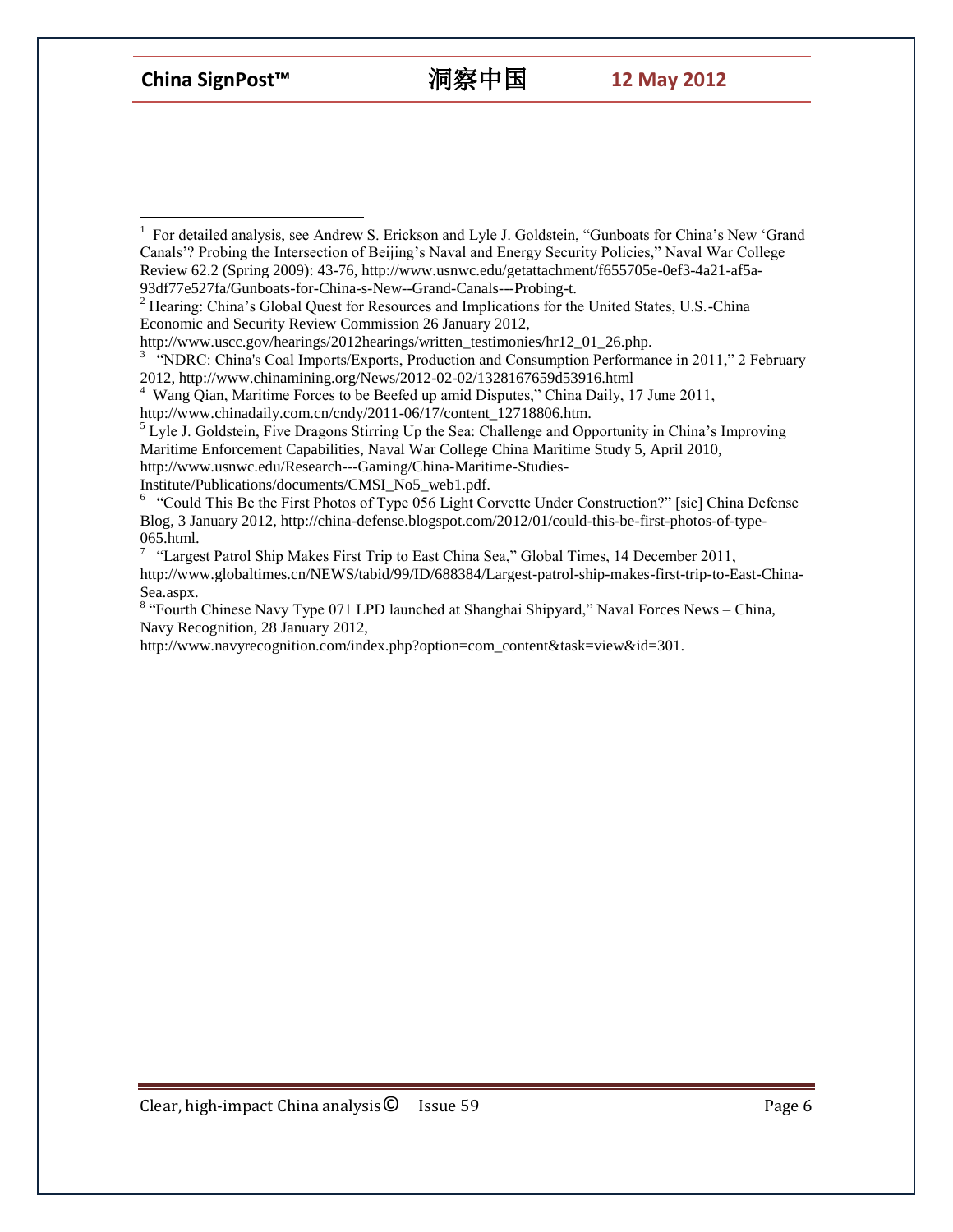[1] For detailed analysis, see Andrew S. Erickson and Lyle J. Goldstein, "Gunboats for China's New 'Grand Canals'? Probing the Intersection of Beijing's Naval and Energy Security Policies," Naval War College Review 62.2 (Spring 2009): 43-76, http://www.usnwc.edu/getattachment/f655705e-0ef3-4a21-af5a-93df77e527fa/Gunboats-for-China-s-New--Grand-Canals---Probing-t.

[2] Hearing: China's Global Quest for Resources and Implications for the United States, U.S.-China Economic and Security Review Commission 26 January 2012, http://www.uscc.gov/hearings/2012hearings/written_testimonies/hr12_01_26.php.

[3] "NDRC: China's Coal Imports/Exports, Production and Consumption Performance in 2011," 2 February 2012, http://www.chinamining.org/News/2012-02-02/1328167659d53916.html

[4] Wang Qian, Maritime Forces to be Beefed up amid Disputes," China Daily, 17 June 2011, http://www.chinadaily.com.cn/cndy/2011-06/17/content_12718806.htm.

[5] Lyle J. Goldstein, Five Dragons Stirring Up the Sea: Challenge and Opportunity in China's Improving Maritime Enforcement Capabilities, Naval War College China Maritime Study 5, April 2010, http://www.usnwc.edu/Research---Gaming/China-Maritime-Studies-Institute/Publications/documents/CMSI_No5_web1.pdf.

[6] "Could This Be the First Photos of Type 056 Light Corvette Under Construction?" [sic] China Defense Blog, 3 January 2012, http://china-defense.blogspot.com/2012/01/could-this-be-first-photos-of-type-065.html.

[7] "Largest Patrol Ship Makes First Trip to East China Sea," Global Times, 14 December 2011, http://www.globaltimes.cn/NEWS/tabid/99/ID/688384/Largest-patrol-ship-makes-first-trip-to-East-China-Sea.aspx.

[8] "Fourth Chinese Navy Type 071 LPD launched at Shanghai Shipyard," Naval Forces News – China, Navy Recognition, 28 January 2012, http://www.navyrecognition.com/index.php?option=com_content&task=view&id=301.